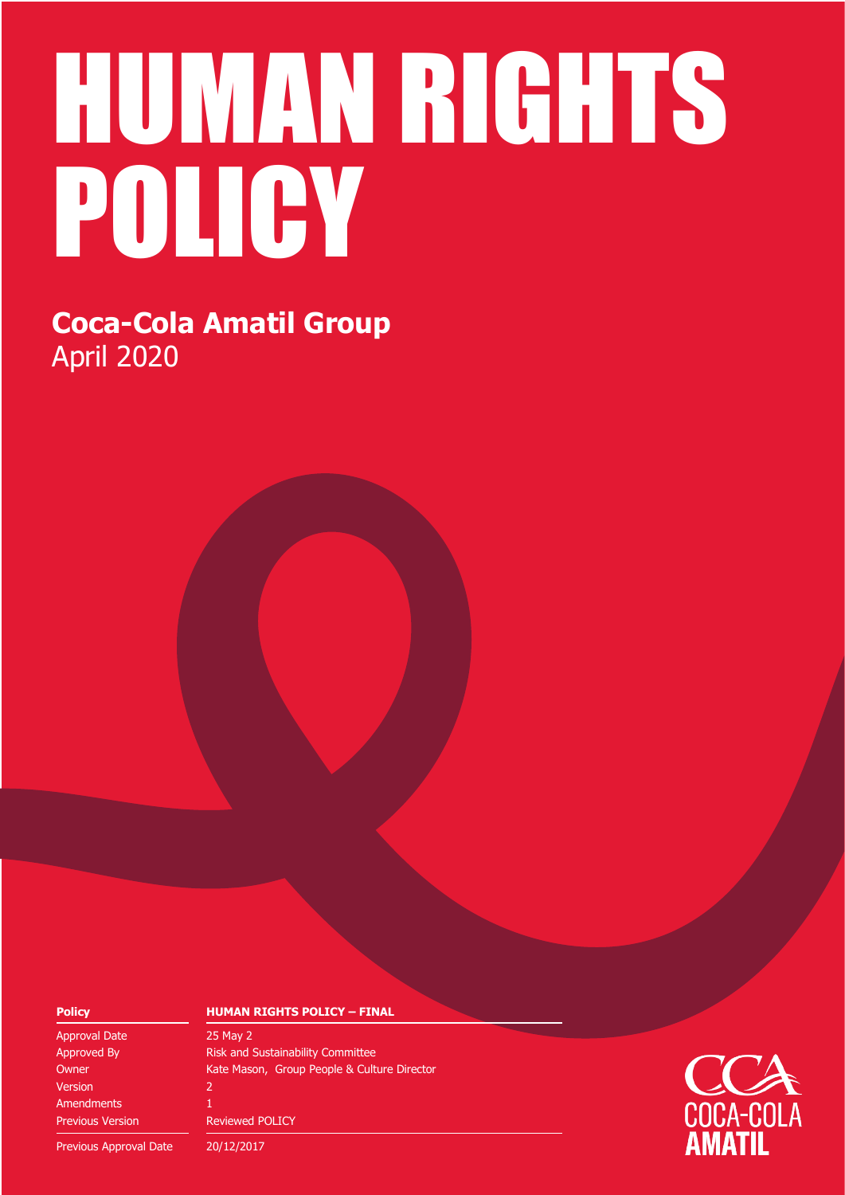# HUMAN RIGHTS POLICY

**Coca-Cola Amatil Group**
April 2020

| Policy | HUMAN RIGHTS POLICY – FINAL |
|---|---|
| Approval Date | 25 May 2 |
| Approved By | Risk and Sustainability Committee |
| Owner | Kate Mason, Group People & Culture Director |
| Version | 2 |
| Amendments | 1 |
| Previous Version | Reviewed POLICY |
| Previous Approval Date | 20/12/2017 |

CCA
COCA-COLA
AMATIL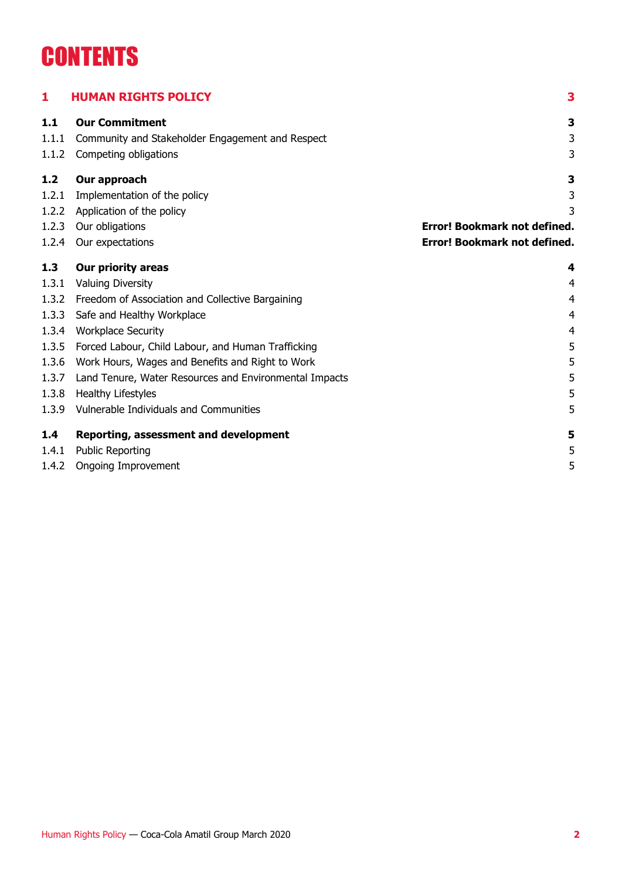# CONTENTS

| | | |
|---|---|---|
| **1** | **HUMAN RIGHTS POLICY** | **3** |
| **1.1** | **Our Commitment** | **3** |
| 1.1.1 | Community and Stakeholder Engagement and Respect | 3 |
| 1.1.2 | Competing obligations | 3 |
| **1.2** | **Our approach** | **3** |
| 1.2.1 | Implementation of the policy | 3 |
| 1.2.2 | Application of the policy | 3 |
| 1.2.3 | Our obligations | **Error! Bookmark not defined.** |
| 1.2.4 | Our expectations | **Error! Bookmark not defined.** |
| **1.3** | **Our priority areas** | **4** |
| 1.3.1 | Valuing Diversity | 4 |
| 1.3.2 | Freedom of Association and Collective Bargaining | 4 |
| 1.3.3 | Safe and Healthy Workplace | 4 |
| 1.3.4 | Workplace Security | 4 |
| 1.3.5 | Forced Labour, Child Labour, and Human Trafficking | 5 |
| 1.3.6 | Work Hours, Wages and Benefits and Right to Work | 5 |
| 1.3.7 | Land Tenure, Water Resources and Environmental Impacts | 5 |
| 1.3.8 | Healthy Lifestyles | 5 |
| 1.3.9 | Vulnerable Individuals and Communities | 5 |
| **1.4** | **Reporting, assessment and development** | **5** |
| 1.4.1 | Public Reporting | 5 |
| 1.4.2 | Ongoing Improvement | 5 |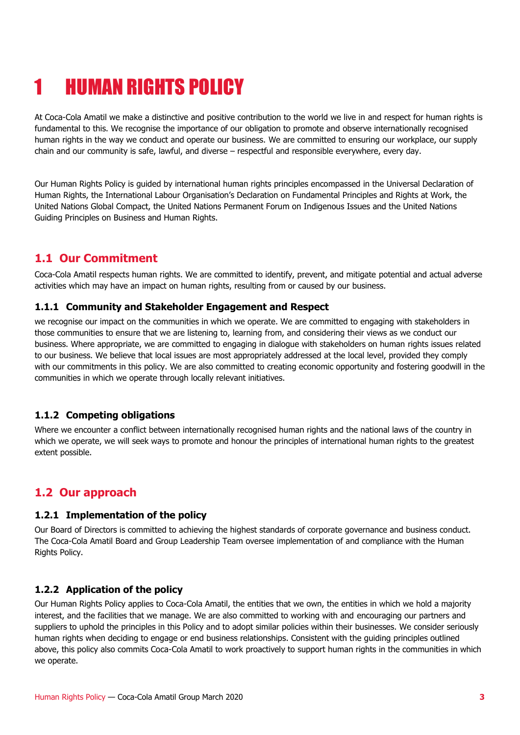# 1 HUMAN RIGHTS POLICY

At Coca-Cola Amatil we make a distinctive and positive contribution to the world we live in and respect for human rights is fundamental to this. We recognise the importance of our obligation to promote and observe internationally recognised human rights in the way we conduct and operate our business. We are committed to ensuring our workplace, our supply chain and our community is safe, lawful, and diverse – respectful and responsible everywhere, every day.

Our Human Rights Policy is guided by international human rights principles encompassed in the Universal Declaration of Human Rights, the International Labour Organisation's Declaration on Fundamental Principles and Rights at Work, the United Nations Global Compact, the United Nations Permanent Forum on Indigenous Issues and the United Nations Guiding Principles on Business and Human Rights.

## 1.1 Our Commitment

Coca-Cola Amatil respects human rights. We are committed to identify, prevent, and mitigate potential and actual adverse activities which may have an impact on human rights, resulting from or caused by our business.

### 1.1.1 Community and Stakeholder Engagement and Respect

we recognise our impact on the communities in which we operate. We are committed to engaging with stakeholders in those communities to ensure that we are listening to, learning from, and considering their views as we conduct our business. Where appropriate, we are committed to engaging in dialogue with stakeholders on human rights issues related to our business. We believe that local issues are most appropriately addressed at the local level, provided they comply with our commitments in this policy. We are also committed to creating economic opportunity and fostering goodwill in the communities in which we operate through locally relevant initiatives.

### 1.1.2 Competing obligations

Where we encounter a conflict between internationally recognised human rights and the national laws of the country in which we operate, we will seek ways to promote and honour the principles of international human rights to the greatest extent possible.

## 1.2 Our approach

### 1.2.1 Implementation of the policy

Our Board of Directors is committed to achieving the highest standards of corporate governance and business conduct. The Coca-Cola Amatil Board and Group Leadership Team oversee implementation of and compliance with the Human Rights Policy.

### 1.2.2 Application of the policy

Our Human Rights Policy applies to Coca-Cola Amatil, the entities that we own, the entities in which we hold a majority interest, and the facilities that we manage. We are also committed to working with and encouraging our partners and suppliers to uphold the principles in this Policy and to adopt similar policies within their businesses. We consider seriously human rights when deciding to engage or end business relationships. Consistent with the guiding principles outlined above, this policy also commits Coca-Cola Amatil to work proactively to support human rights in the communities in which we operate.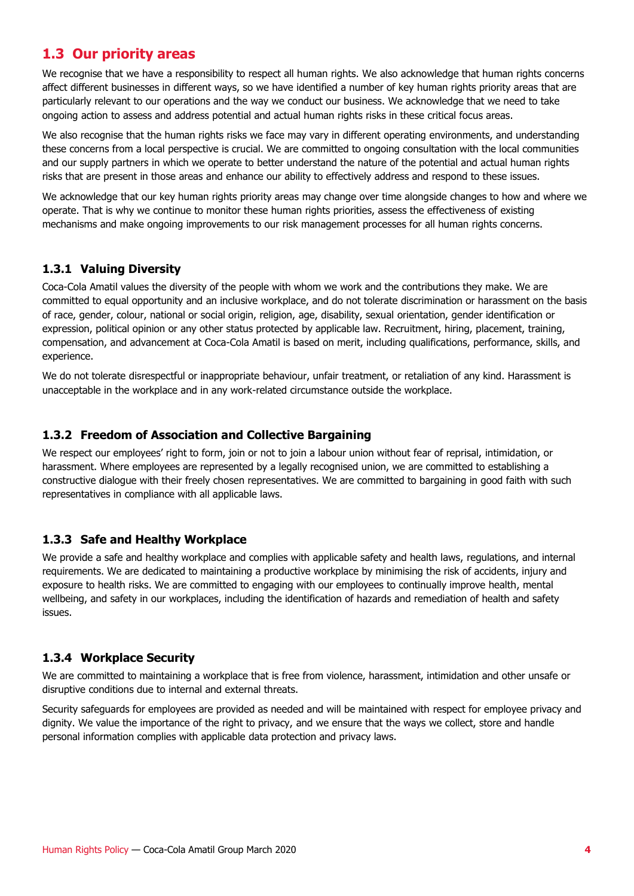## 1.3 Our priority areas

We recognise that we have a responsibility to respect all human rights. We also acknowledge that human rights concerns affect different businesses in different ways, so we have identified a number of key human rights priority areas that are particularly relevant to our operations and the way we conduct our business. We acknowledge that we need to take ongoing action to assess and address potential and actual human rights risks in these critical focus areas.

We also recognise that the human rights risks we face may vary in different operating environments, and understanding these concerns from a local perspective is crucial. We are committed to ongoing consultation with the local communities and our supply partners in which we operate to better understand the nature of the potential and actual human rights risks that are present in those areas and enhance our ability to effectively address and respond to these issues.

We acknowledge that our key human rights priority areas may change over time alongside changes to how and where we operate. That is why we continue to monitor these human rights priorities, assess the effectiveness of existing mechanisms and make ongoing improvements to our risk management processes for all human rights concerns.

### 1.3.1 Valuing Diversity

Coca-Cola Amatil values the diversity of the people with whom we work and the contributions they make. We are committed to equal opportunity and an inclusive workplace, and do not tolerate discrimination or harassment on the basis of race, gender, colour, national or social origin, religion, age, disability, sexual orientation, gender identification or expression, political opinion or any other status protected by applicable law. Recruitment, hiring, placement, training, compensation, and advancement at Coca-Cola Amatil is based on merit, including qualifications, performance, skills, and experience.

We do not tolerate disrespectful or inappropriate behaviour, unfair treatment, or retaliation of any kind. Harassment is unacceptable in the workplace and in any work-related circumstance outside the workplace.

### 1.3.2 Freedom of Association and Collective Bargaining

We respect our employees' right to form, join or not to join a labour union without fear of reprisal, intimidation, or harassment. Where employees are represented by a legally recognised union, we are committed to establishing a constructive dialogue with their freely chosen representatives. We are committed to bargaining in good faith with such representatives in compliance with all applicable laws.

### 1.3.3 Safe and Healthy Workplace

We provide a safe and healthy workplace and complies with applicable safety and health laws, regulations, and internal requirements. We are dedicated to maintaining a productive workplace by minimising the risk of accidents, injury and exposure to health risks. We are committed to engaging with our employees to continually improve health, mental wellbeing, and safety in our workplaces, including the identification of hazards and remediation of health and safety issues.

### 1.3.4 Workplace Security

We are committed to maintaining a workplace that is free from violence, harassment, intimidation and other unsafe or disruptive conditions due to internal and external threats.

Security safeguards for employees are provided as needed and will be maintained with respect for employee privacy and dignity. We value the importance of the right to privacy, and we ensure that the ways we collect, store and handle personal information complies with applicable data protection and privacy laws.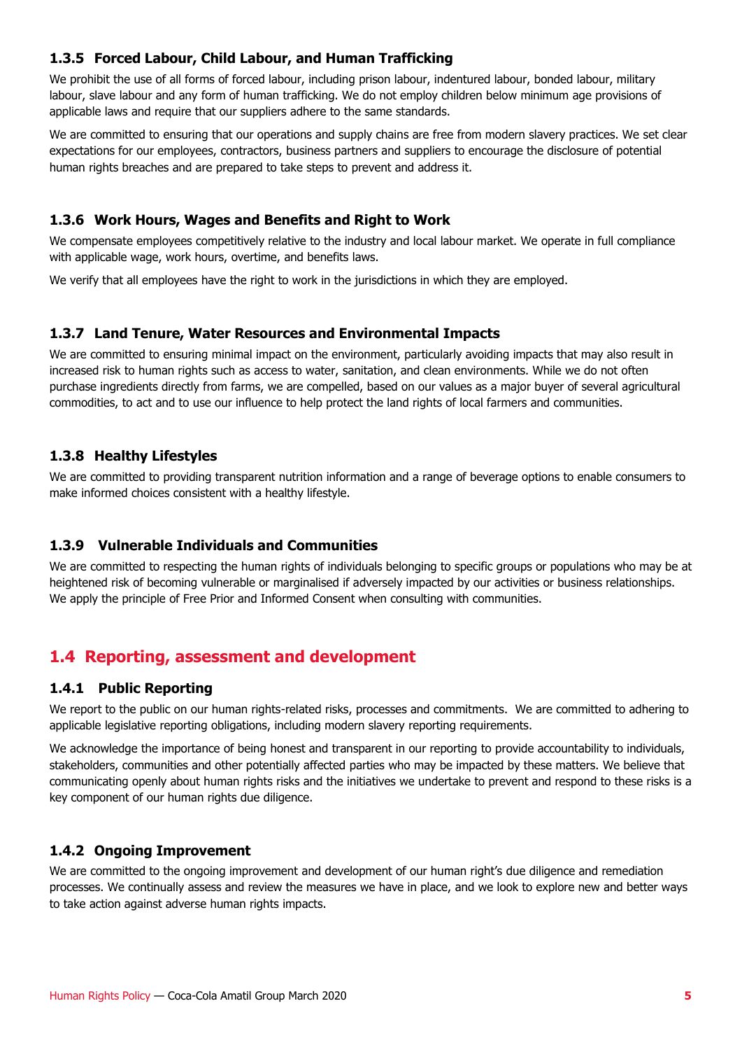### 1.3.5 Forced Labour, Child Labour, and Human Trafficking

We prohibit the use of all forms of forced labour, including prison labour, indentured labour, bonded labour, military labour, slave labour and any form of human trafficking. We do not employ children below minimum age provisions of applicable laws and require that our suppliers adhere to the same standards.

We are committed to ensuring that our operations and supply chains are free from modern slavery practices. We set clear expectations for our employees, contractors, business partners and suppliers to encourage the disclosure of potential human rights breaches and are prepared to take steps to prevent and address it.

### 1.3.6 Work Hours, Wages and Benefits and Right to Work

We compensate employees competitively relative to the industry and local labour market. We operate in full compliance with applicable wage, work hours, overtime, and benefits laws.

We verify that all employees have the right to work in the jurisdictions in which they are employed.

### 1.3.7 Land Tenure, Water Resources and Environmental Impacts

We are committed to ensuring minimal impact on the environment, particularly avoiding impacts that may also result in increased risk to human rights such as access to water, sanitation, and clean environments. While we do not often purchase ingredients directly from farms, we are compelled, based on our values as a major buyer of several agricultural commodities, to act and to use our influence to help protect the land rights of local farmers and communities.

### 1.3.8 Healthy Lifestyles

We are committed to providing transparent nutrition information and a range of beverage options to enable consumers to make informed choices consistent with a healthy lifestyle.

### 1.3.9 Vulnerable Individuals and Communities

We are committed to respecting the human rights of individuals belonging to specific groups or populations who may be at heightened risk of becoming vulnerable or marginalised if adversely impacted by our activities or business relationships. We apply the principle of Free Prior and Informed Consent when consulting with communities.

## 1.4 Reporting, assessment and development

### 1.4.1 Public Reporting

We report to the public on our human rights-related risks, processes and commitments. We are committed to adhering to applicable legislative reporting obligations, including modern slavery reporting requirements.

We acknowledge the importance of being honest and transparent in our reporting to provide accountability to individuals, stakeholders, communities and other potentially affected parties who may be impacted by these matters. We believe that communicating openly about human rights risks and the initiatives we undertake to prevent and respond to these risks is a key component of our human rights due diligence.

### 1.4.2 Ongoing Improvement

We are committed to the ongoing improvement and development of our human right's due diligence and remediation processes. We continually assess and review the measures we have in place, and we look to explore new and better ways to take action against adverse human rights impacts.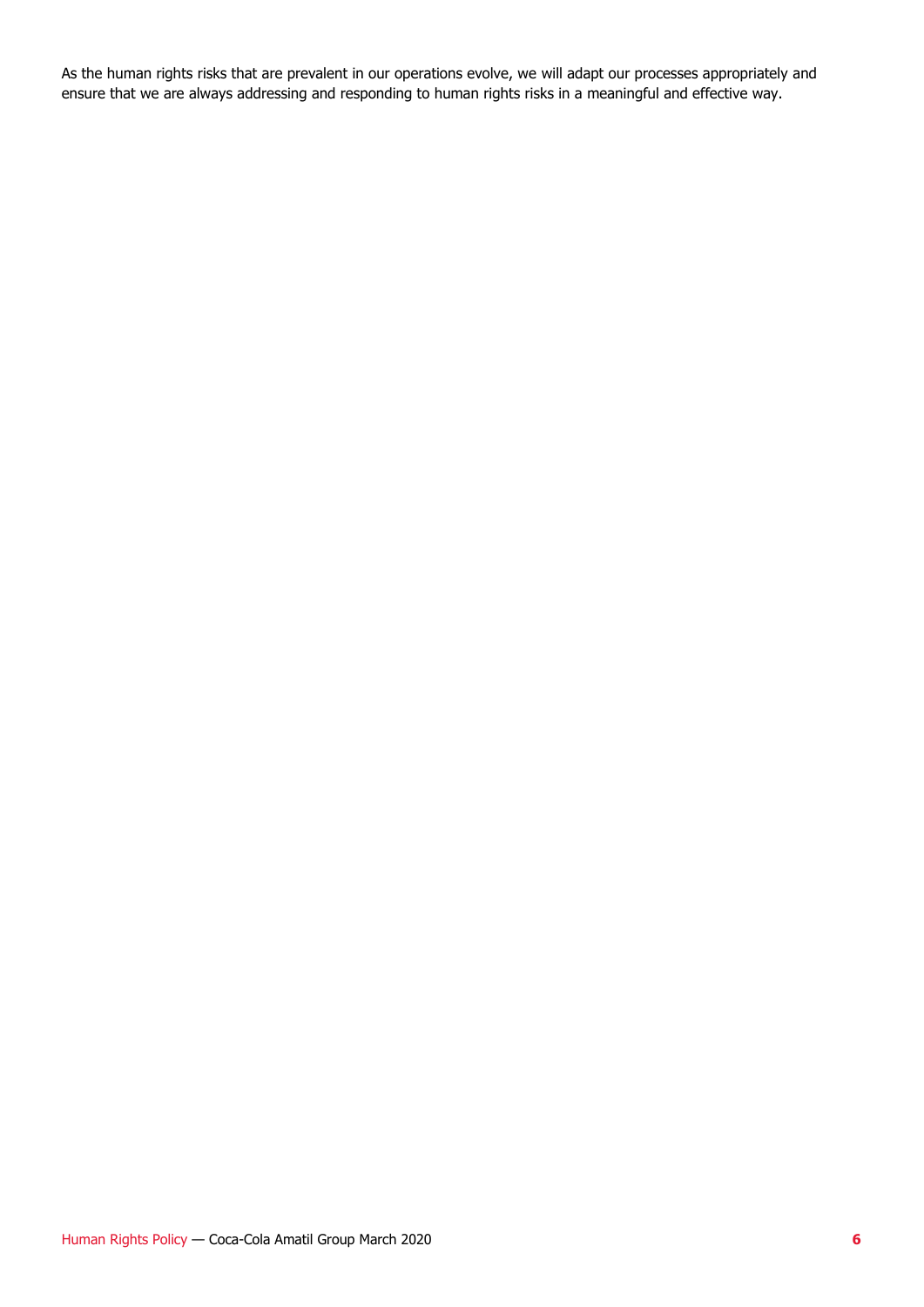As the human rights risks that are prevalent in our operations evolve, we will adapt our processes appropriately and ensure that we are always addressing and responding to human rights risks in a meaningful and effective way.